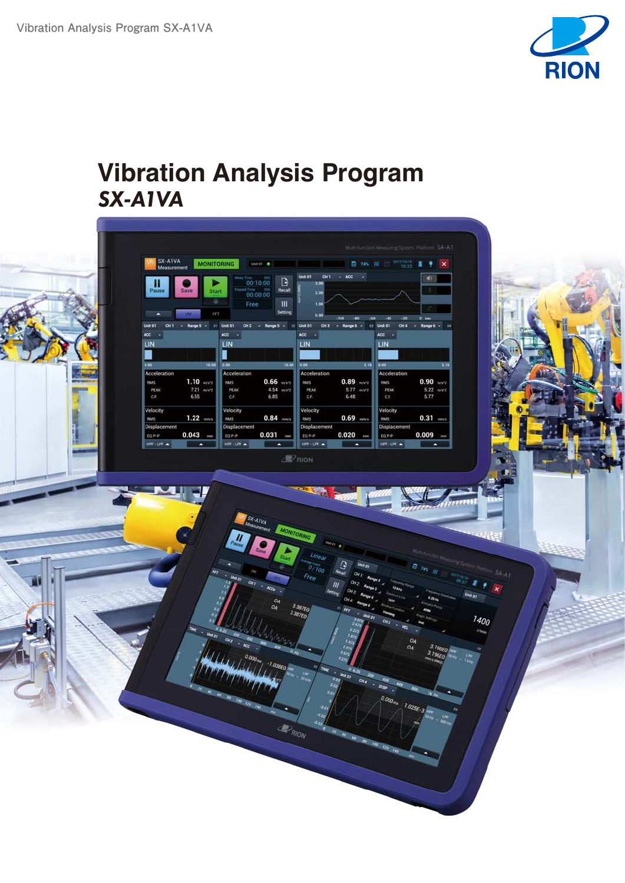Vibration Analysis Program SX-A1VA

RION

# Vibration Analysis Program
## *SX-A1VA*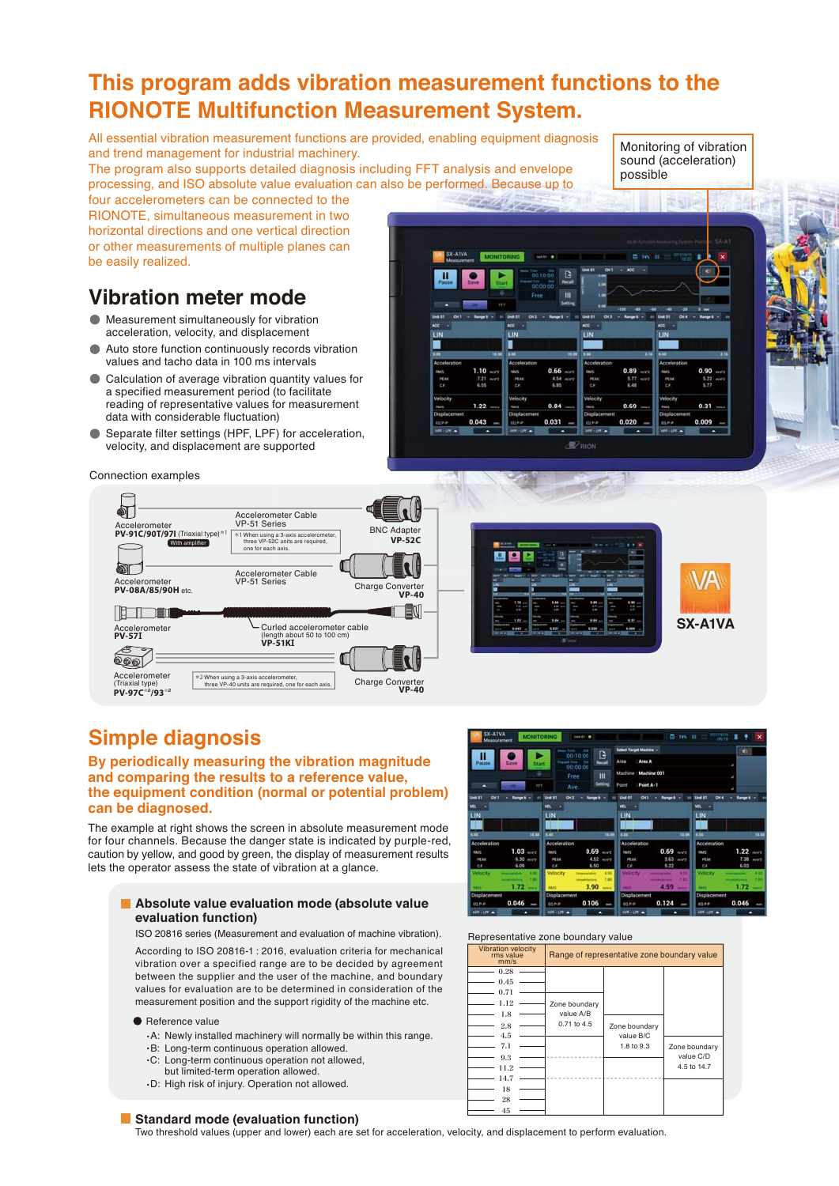# This program adds vibration measurement functions to the RIONOTE Multifunction Measurement System.

All essential vibration measurement functions are provided, enabling equipment diagnosis and trend management for industrial machinery.
The program also supports detailed diagnosis including FFT analysis and envelope processing, and ISO absolute value evaluation can also be performed. Because up to four accelerometers can be connected to the RIONOTE, simultaneous measurement in two horizontal directions and one vertical direction or other measurements of multiple planes can be easily realized.

Monitoring of vibration sound (acceleration) possible

## Vibration meter mode

- Measurement simultaneously for vibration acceleration, velocity, and displacement
- Auto store function continuously records vibration values and tacho data in 100 ms intervals
- Calculation of average vibration quantity values for a specified measurement period (to facilitate reading of representative values for measurement data with considerable fluctuation)
- Separate filter settings (HPF, LPF) for acceleration, velocity, and displacement are supported

Connection examples

- Accelerometer **PV-91C/90T/97I** (Triaxial type)*1 With amplifier — Accelerometer Cable VP-51 Series — BNC Adapter **VP-52C**
  - *1 When using a 3-axis accelerometer, three VP-52C units are required, one for each axis.
- Accelerometer **PV-08A/85/90H** etc. — Accelerometer Cable VP-51 Series — Charge Converter **VP-40**
- Accelerometer **PV-57I** — Curled accelerometer cable (length about 50 to 100 cm) **VP-51KI**
- Accelerometer (Triaxial type) **PV-97C*2/93*2** — Charge Converter **VP-40**
  - *2 When using a 3-axis accelerometer, three VP-40 units are required, one for each axis.

**SX-A1VA**

## Simple diagnosis

**By periodically measuring the vibration magnitude and comparing the results to a reference value, the equipment condition (normal or potential problem) can be diagnosed.**

The example at right shows the screen in absolute measurement mode for four channels. Because the danger state is indicated by purple-red, caution by yellow, and good by green, the display of measurement results lets the operator assess the state of vibration at a glance.

### Absolute value evaluation mode (absolute value evaluation function)

ISO 20816 series (Measurement and evaluation of machine vibration).

According to ISO 20816-1 : 2016, evaluation criteria for mechanical vibration over a specified range are to be decided by agreement between the supplier and the user of the machine, and boundary values for evaluation are to be determined in consideration of the measurement position and the support rigidity of the machine etc.

- Reference value
  - ･A: Newly installed machinery will normally be within this range.
  - ･B: Long-term continuous operation allowed.
  - ･C: Long-term continuous operation not allowed, but limited-term operation allowed.
  - ･D: High risk of injury. Operation not allowed.

Representative zone boundary value

| Vibration velocity rms value mm/s | Range of representative zone boundary value | | |
|---|---|---|---|
| 0.28 | | | |
| 0.45 | | | |
| 0.71 | Zone boundary value A/B 0.71 to 4.5 | | |
| 1.12 | | | |
| 1.8 | | Zone boundary value B/C 1.8 to 9.3 | |
| 2.8 | | | |
| 4.5 | | | Zone boundary value C/D 4.5 to 14.7 |
| 7.1 | | | |
| 9.3 | | | |
| 11.2 | | | |
| 14.7 | | | |
| 18 | | | |
| 28 | | | |
| 45 | | | |

### Standard mode (evaluation function)

Two threshold values (upper and lower) are each set for acceleration, velocity, and displacement to perform evaluation.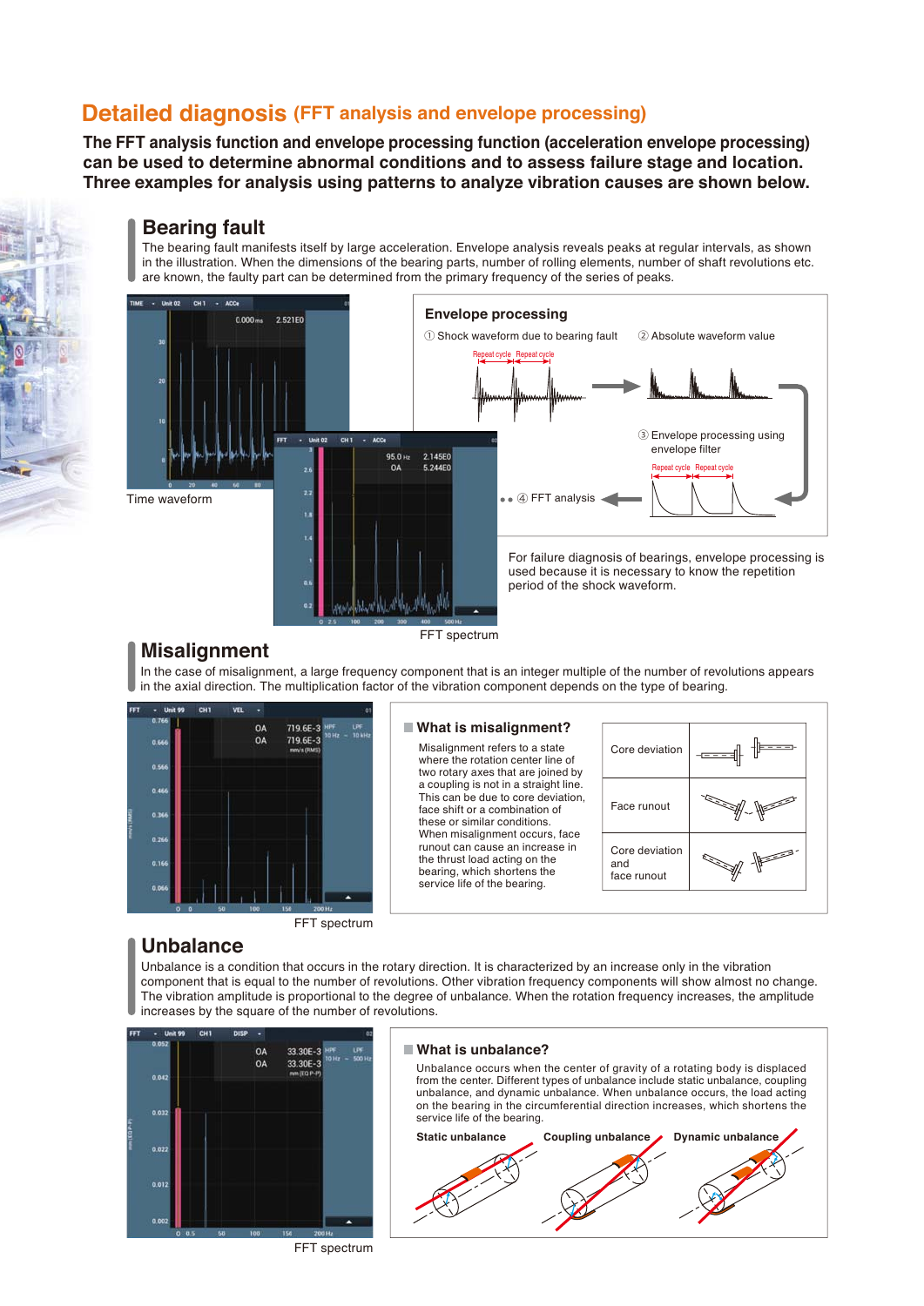# Detailed diagnosis (FFT analysis and envelope processing)

**The FFT analysis function and envelope processing function (acceleration envelope processing) can be used to determine abnormal conditions and to assess failure stage and location. Three examples for analysis using patterns to analyze vibration causes are shown below.**

## Bearing fault

The bearing fault manifests itself by large acceleration. Envelope analysis reveals peaks at regular intervals, as shown in the illustration. When the dimensions of the bearing parts, number of rolling elements, number of shaft revolutions etc. are known, the faulty part can be determined from the primary frequency of the series of peaks.

Time waveform

FFT spectrum

### Envelope processing

① Shock waveform due to bearing fault

② Absolute waveform value

③ Envelope processing using envelope filter

④ FFT analysis

For failure diagnosis of bearings, envelope processing is used because it is necessary to know the repetition period of the shock waveform.

## Misalignment

In the case of misalignment, a large frequency component that is an integer multiple of the number of revolutions appears in the axial direction. The multiplication factor of the vibration component depends on the type of bearing.

FFT spectrum

### What is misalignment?

Misalignment refers to a state where the rotation center line of two rotary axes that are joined by a coupling is not in a straight line. This can be due to core deviation, face shift or a combination of these or similar conditions. When misalignment occurs, face runout can cause an increase in the thrust load acting on the bearing, which shortens the service life of the bearing.

- Core deviation
- Face runout
- Core deviation and face runout

## Unbalance

Unbalance is a condition that occurs in the rotary direction. It is characterized by an increase only in the vibration component that is equal to the number of revolutions. Other vibration frequency components will show almost no change. The vibration amplitude is proportional to the degree of unbalance. When the rotation frequency increases, the amplitude increases by the square of the number of revolutions.

FFT spectrum

### What is unbalance?

Unbalance occurs when the center of gravity of a rotating body is displaced from the center. Different types of unbalance include static unbalance, coupling unbalance, and dynamic unbalance. When unbalance occurs, the load acting on the bearing in the circumferential direction increases, which shortens the service life of the bearing.

**Static unbalance** **Coupling unbalance** **Dynamic unbalance**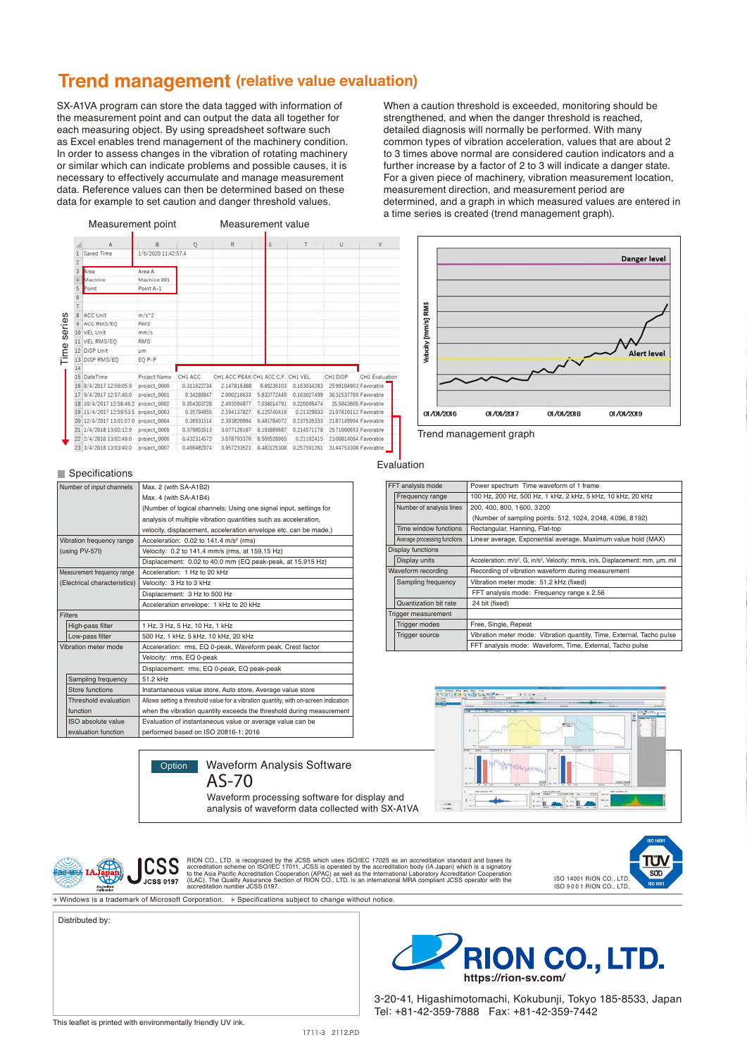# Trend management (relative value evaluation)

SX-A1VA program can store the data tagged with information of the measurement point and can output the data all together for each measuring object. By using spreadsheet software such as Excel enables trend management of the machinery condition. In order to assess changes in the vibration of rotating machinery or similar which can indicate problems and possible causes, it is necessary to effectively accumulate and manage measurement data. Reference values can then be determined based on these data for example to set caution and danger threshold values.

When a caution threshold is exceeded, monitoring should be strengthened, and when the danger threshold is reached, detailed diagnosis will normally be performed. With many common types of vibration acceleration, values that are about 2 to 3 times above normal are considered caution indicators and a further increase by a factor of 2 to 3 will indicate a danger state. For a given piece of machinery, vibration measurement location, measurement direction, and measurement period are determined, and a graph in which measured values are entered in a time series is created (trend management graph).

Measurement point

Measurement value

Time series

Evaluation

| | A | B | Q | R | S | T | U | V |
|---|---|---|---|---|---|---|---|---|
| 1 | Saved Time | 1/6/2020 11:42:57.4 | | | | | | |
| 2 | | | | | | | | |
| 3 | Area | Area A | | | | | | |
| 4 | Machine | Machine 001 | | | | | | |
| 5 | Point | Point A-1 | | | | | | |
| 6 | | | | | | | | |
| 7 | | | | | | | | |
| 8 | ACC Unit | m/s^2 | | | | | | |
| 9 | ACC RMS/EQ | RMS | | | | | | |
| 10 | VEL Unit | mm/s | | | | | | |
| 11 | VEL RMS/EQ | RMS | | | | | | |
| 12 | DISP Unit | µm | | | | | | |
| 13 | DISP RMS/EQ | EQ P-P | | | | | | |
| 14 | | | | | | | | |
| 15 | DateTime | Project Name | CH1 ACC | CH1 ACC PEAK | CH1 ACC C.F. | CH1 VEL | CH1 DISP | CH1 Evaluation |
| 16 | 8/4/2017 12:56:05.9 | project_0000 | 0.311622734 | 2.147816388 | 6.89236103 | 0.163034283 | 25.99104903 | Favorable |
| 17 | 9/4/2017 12:57:40.0 | project_0001 | 0.34286847 | 2.000216633 | 5.833772449 | 0.163027499 | 30.31537769 | Favorable |
| 18 | 10/4/2017 12:58:46.2 | project_0002 | 0.354303728 | 2.493594877 | 7.038014791 | 0.220096474 | 25.5043605 | Favorable |
| 19 | 11/4/2017 12:59:53.5 | project_0003 | 0.35794955 | 2.194137827 | 6.129740419 | 0.21329033 | 21.97810115 | Favorable |
| 20 | 12/4/2017 13:01:07.0 | project_0004 | 0.36931514 | 2.393820994 | 6.481784072 | 0.237535333 | 21.87149994 | Favorable |
| 21 | 1/4/2018 13:02:12.9 | project_0005 | 0.379803513 | 3.077126167 | 8.101889687 | 0.214571178 | 25.71060653 | Favorable |
| 22 | 2/4/2018 13:02:49.0 | project_0006 | 0.432314572 | 3.678793376 | 8.509528965 | 0.21192415 | 23.00814064 | Favorable |
| 23 | 3/4/2018 13:03:40.0 | project_0007 | 0.466482974 | 3.957233521 | 8.483125308 | 0.257591261 | 31.44753308 | Favorable |

Danger level

Alert level

Velocity [mm/s] RMS

01/01/2016 01/01/2017 01/01/2018 01/01/2019

Trend management graph

## Specifications

| | | |
|---|---|---|
| Number of input channels | | Max. 2 (with SA-A1B2)<br>Max. 4 (with SA-A1B4)<br>(Number of logical channels: Using one signal input, settings for analysis of multiple vibration quantities such as acceleration, velocity, displacement, acceleration envelope etc. can be made.) |
| Vibration frequency range (using PV-57I) | | Acceleration: 0.02 to 141.4 m/s² (rms)<br>Velocity: 0.2 to 141.4 mm/s (rms, at 159.15 Hz)<br>Displacement: 0.02 to 40.0 mm (EQ peak-peak, at 15.915 Hz) |
| Measurement frequency range (Electrical characteristics) | | Acceleration: 1 Hz to 20 kHz<br>Velocity: 3 Hz to 3 kHz<br>Displacement: 3 Hz to 500 Hz<br>Acceleration envelope: 1 kHz to 20 kHz |
| Filters | High-pass filter | 1 Hz, 3 Hz, 5 Hz, 10 Hz, 1 kHz |
| | Low-pass filter | 500 Hz, 1 kHz, 5 kHz, 10 kHz, 20 kHz |
| Vibration meter mode | | Acceleration: rms, EQ 0-peak, Waveform peak, Crest factor<br>Velocity: rms, EQ 0-peak<br>Displacement: rms, EQ 0-peak, EQ peak-peak |
| | Sampling frequency | 51.2 kHz |
| | Store functions | Instantaneous value store, Auto store, Average value store |
| | Threshold evaluation function | Allows setting a threshold value for a vibration quantity, with on-screen indication when the vibration quantity exceeds the threshold during measurement |
| | ISO absolute value evaluation function | Evaluation of instantaneous value or average value can be performed based on ISO 20816-1: 2016 |

| | | |
|---|---|---|
| FFT analysis mode | | Power spectrum Time waveform of 1 frame |
| | Frequency range | 100 Hz, 200 Hz, 500 Hz, 1 kHz, 2 kHz, 5 kHz, 10 kHz, 20 kHz |
| | Number of analysis lines | 200, 400, 800, 1600, 3200<br>(Number of sampling points: 512, 1024, 2048, 4096, 8192) |
| | Time window functions | Rectangular, Hanning, Flat-top |
| | Average processing functions | Linear average, Exponential average, Maximum value hold (MAX) |
| Display functions | | |
| | Display units | Acceleration: m/s², G, in/s², Velocity: mm/s, in/s, Displacement: mm, µm, mil |
| Waveform recording | | Recording of vibration waveform during measurement |
| | Sampling frequency | Vibration meter mode: 51.2 kHz (fixed)<br>FFT analysis mode: Frequency range x 2.56 |
| | Quantization bit rate | 24 bit (fixed) |
| Trigger measurement | | |
| | Trigger modes | Free, Single, Repeat |
| | Trigger source | Vibration meter mode: Vibration quantity, Time, External, Tacho pulse<br>FFT analysis mode: Waveform, Time, External, Tacho pulse |

**Option**

Waveform Analysis Software
## AS-70
Waveform processing software for display and analysis of waveform data collected with SX-A1VA

RION CO., LTD. is recognized by the JCSS which uses ISO/IEC 17025 as an accreditation standard and bases its accreditation scheme on ISO/IEC 17011. JCSS is operated by the accreditation body (IA Japan) which is a signatory to the Asia Pacific Accreditation Cooperation (APAC) as well as the International Laboratory Accreditation Cooperation (ILAC). The Quality Assurance Section of RION CO., LTD. is an international MRA compliant JCSS operator with the accreditation number JCSS 0197.

ISO 14001 RION CO., LTD.
ISO 9001 RION CO., LTD.

∗ Windows is a trademark of Microsoft Corporation. ∗ Specifications subject to change without notice.

Distributed by:

**RION CO., LTD.**
https://rion-sv.com/

3-20-41, Higashimotomachi, Kokubunji, Tokyo 185-8533, Japan
Tel: +81-42-359-7888 Fax: +81-42-359-7442

This leaflet is printed with environmentally friendly UV ink.

1711-3 2112.P.D